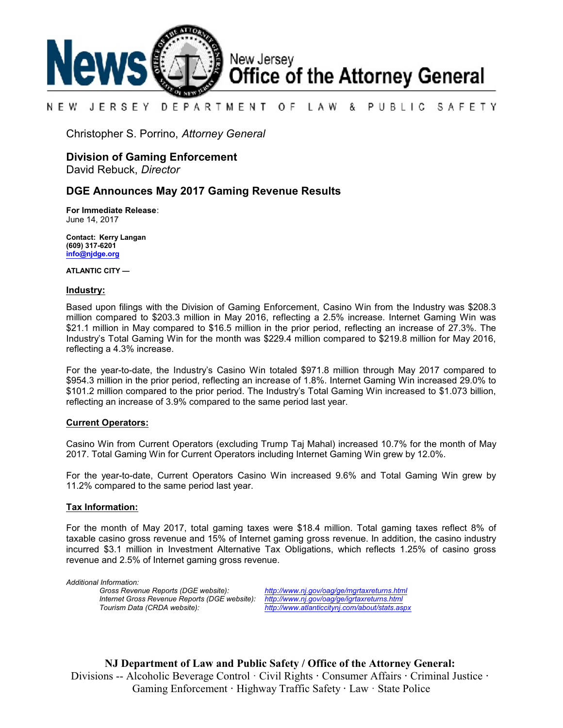# News New Jersey Office of the Attorney General

NEW JERSEY DEPARTMENT OF LAW & PUBLIC SAFETY

Christopher S. Porrino, *Attorney General*

## Division of Gaming Enforcement

David Rebuck, *Director*

## DGE Announces May 2017 Gaming Revenue Results

**For Immediate Release**:
June 14, 2017

**Contact: Kerry Langan**
**(609) 317-6201**
**info@njdge.org**

**ATLANTIC CITY —**

### Industry:

Based upon filings with the Division of Gaming Enforcement, Casino Win from the Industry was $208.3 million compared to $203.3 million in May 2016, reflecting a 2.5% increase. Internet Gaming Win was $21.1 million in May compared to $16.5 million in the prior period, reflecting an increase of 27.3%. The Industry's Total Gaming Win for the month was $229.4 million compared to $219.8 million for May 2016, reflecting a 4.3% increase.

For the year-to-date, the Industry's Casino Win totaled $971.8 million through May 2017 compared to $954.3 million in the prior period, reflecting an increase of 1.8%. Internet Gaming Win increased 29.0% to $101.2 million compared to the prior period. The Industry's Total Gaming Win increased to $1.073 billion, reflecting an increase of 3.9% compared to the same period last year.

### Current Operators:

Casino Win from Current Operators (excluding Trump Taj Mahal) increased 10.7% for the month of May 2017. Total Gaming Win for Current Operators including Internet Gaming Win grew by 12.0%.

For the year-to-date, Current Operators Casino Win increased 9.6% and Total Gaming Win grew by 11.2% compared to the same period last year.

### Tax Information:

For the month of May 2017, total gaming taxes were $18.4 million. Total gaming taxes reflect 8% of taxable casino gross revenue and 15% of Internet gaming gross revenue. In addition, the casino industry incurred $3.1 million in Investment Alternative Tax Obligations, which reflects 1.25% of casino gross revenue and 2.5% of Internet gaming gross revenue.

*Additional Information:*

| | |
|---|---|
| *Gross Revenue Reports (DGE website):* | *http://www.nj.gov/oag/ge/mgrtaxreturns.html* |
| *Internet Gross Revenue Reports (DGE website):* | *http://www.nj.gov/oag/ge/igrtaxreturns.html* |
| *Tourism Data (CRDA website):* | *http://www.atlanticcitynj.com/about/stats.aspx* |

**NJ Department of Law and Public Safety / Office of the Attorney General:**
Divisions -- Alcoholic Beverage Control · Civil Rights · Consumer Affairs · Criminal Justice · Gaming Enforcement · Highway Traffic Safety · Law · State Police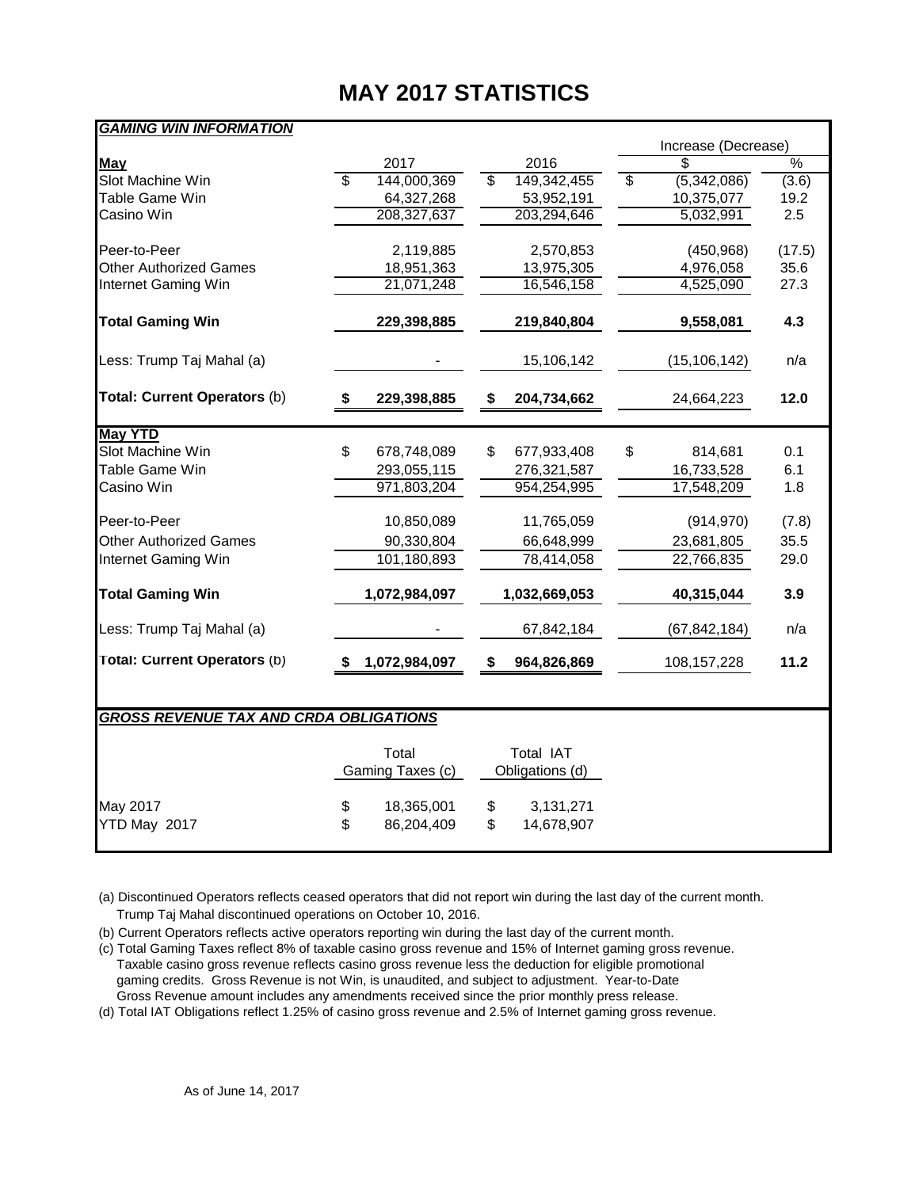# MAY 2017 STATISTICS

| *GAMING WIN INFORMATION* | | | | |
|---|---|---|---|---|
| | | | Increase (Decrease) | |
| **May** | 2017 | 2016 | $ | % |
| Slot Machine Win | $ 144,000,369 | $ 149,342,455 | $ (5,342,086) | (3.6) |
| Table Game Win | 64,327,268 | 53,952,191 | 10,375,077 | 19.2 |
| Casino Win | 208,327,637 | 203,294,646 | 5,032,991 | 2.5 |
| | | | | |
| Peer-to-Peer | 2,119,885 | 2,570,853 | (450,968) | (17.5) |
| Other Authorized Games | 18,951,363 | 13,975,305 | 4,976,058 | 35.6 |
| Internet Gaming Win | 21,071,248 | 16,546,158 | 4,525,090 | 27.3 |
| | | | | |
| **Total Gaming Win** | **229,398,885** | **219,840,804** | **9,558,081** | **4.3** |
| | | | | |
| Less: Trump Taj Mahal (a) | - | 15,106,142 | (15,106,142) | n/a |
| | | | | |
| **Total: Current Operators** (b) | **$ 229,398,885** | **$ 204,734,662** | 24,664,223 | **12.0** |
| **May YTD** | | | | |
| Slot Machine Win | $ 678,748,089 | $ 677,933,408 | $ 814,681 | 0.1 |
| Table Game Win | 293,055,115 | 276,321,587 | 16,733,528 | 6.1 |
| Casino Win | 971,803,204 | 954,254,995 | 17,548,209 | 1.8 |
| | | | | |
| Peer-to-Peer | 10,850,089 | 11,765,059 | (914,970) | (7.8) |
| Other Authorized Games | 90,330,804 | 66,648,999 | 23,681,805 | 35.5 |
| Internet Gaming Win | 101,180,893 | 78,414,058 | 22,766,835 | 29.0 |
| | | | | |
| **Total Gaming Win** | **1,072,984,097** | **1,032,669,053** | **40,315,044** | **3.9** |
| | | | | |
| Less: Trump Taj Mahal (a) | - | 67,842,184 | (67,842,184) | n/a |
| | | | | |
| **Total: Current Operators** (b) | **$ 1,072,984,097** | **$ 964,826,869** | 108,157,228 | **11.2** |

| *GROSS REVENUE TAX AND CRDA OBLIGATIONS* | | |
|---|---|---|
| | Total Gaming Taxes (c) | Total IAT Obligations (d) |
| May 2017 | $ 18,365,001 | $ 3,131,271 |
| YTD May 2017 | $ 86,204,409 | $ 14,678,907 |

(a) Discontinued Operators reflects ceased operators that did not report win during the last day of the current month. Trump Taj Mahal discontinued operations on October 10, 2016.

(b) Current Operators reflects active operators reporting win during the last day of the current month.

(c) Total Gaming Taxes reflect 8% of taxable casino gross revenue and 15% of Internet gaming gross revenue. Taxable casino gross revenue reflects casino gross revenue less the deduction for eligible promotional gaming credits. Gross Revenue is not Win, is unaudited, and subject to adjustment. Year-to-Date Gross Revenue amount includes any amendments received since the prior monthly press release.

(d) Total IAT Obligations reflect 1.25% of casino gross revenue and 2.5% of Internet gaming gross revenue.

As of June 14, 2017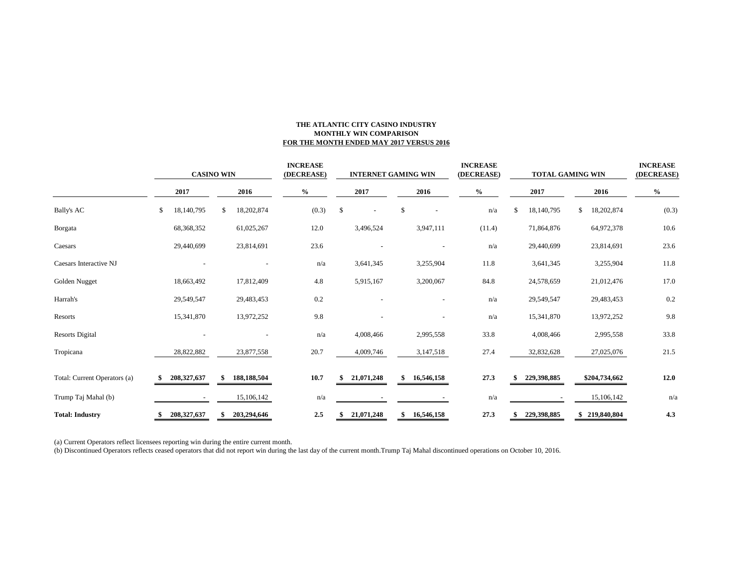**THE ATLANTIC CITY CASINO INDUSTRY**
**MONTHLY WIN COMPARISON**
**FOR THE MONTH ENDED MAY 2017 VERSUS 2016**

| | CASINO WIN | | INCREASE (DECREASE) | INTERNET GAMING WIN | | INCREASE (DECREASE) | TOTAL GAMING WIN | | INCREASE (DECREASE) |
|---|---|---|---|---|---|---|---|---|---|
| | 2017 | 2016 | % | 2017 | 2016 | % | 2017 | 2016 | % |
| Bally's AC | $ 18,140,795 | $ 18,202,874 | (0.3) | $ - | $ - | n/a | $ 18,140,795 | $ 18,202,874 | (0.3) |
| Borgata | 68,368,352 | 61,025,267 | 12.0 | 3,496,524 | 3,947,111 | (11.4) | 71,864,876 | 64,972,378 | 10.6 |
| Caesars | 29,440,699 | 23,814,691 | 23.6 | - | - | n/a | 29,440,699 | 23,814,691 | 23.6 |
| Caesars Interactive NJ | - | - | n/a | 3,641,345 | 3,255,904 | 11.8 | 3,641,345 | 3,255,904 | 11.8 |
| Golden Nugget | 18,663,492 | 17,812,409 | 4.8 | 5,915,167 | 3,200,067 | 84.8 | 24,578,659 | 21,012,476 | 17.0 |
| Harrah's | 29,549,547 | 29,483,453 | 0.2 | - | - | n/a | 29,549,547 | 29,483,453 | 0.2 |
| Resorts | 15,341,870 | 13,972,252 | 9.8 | - | - | n/a | 15,341,870 | 13,972,252 | 9.8 |
| Resorts Digital | - | - | n/a | 4,008,466 | 2,995,558 | 33.8 | 4,008,466 | 2,995,558 | 33.8 |
| Tropicana | 28,822,882 | 23,877,558 | 20.7 | 4,009,746 | 3,147,518 | 27.4 | 32,832,628 | 27,025,076 | 21.5 |
| Total: Current Operators (a) | **$ 208,327,637** | **$ 188,188,504** | **10.7** | **$ 21,071,248** | **$ 16,546,158** | **27.3** | **$ 229,398,885** | **$204,734,662** | **12.0** |
| Trump Taj Mahal (b) | - | 15,106,142 | n/a | - | - | n/a | - | 15,106,142 | n/a |
| **Total: Industry** | **$ 208,327,637** | **$ 203,294,646** | **2.5** | **$ 21,071,248** | **$ 16,546,158** | **27.3** | **$ 229,398,885** | **$ 219,840,804** | **4.3** |

(a) Current Operators reflect licensees reporting win during the entire current month.

(b) Discontinued Operators reflects ceased operators that did not report win during the last day of the current month.Trump Taj Mahal discontinued operations on October 10, 2016.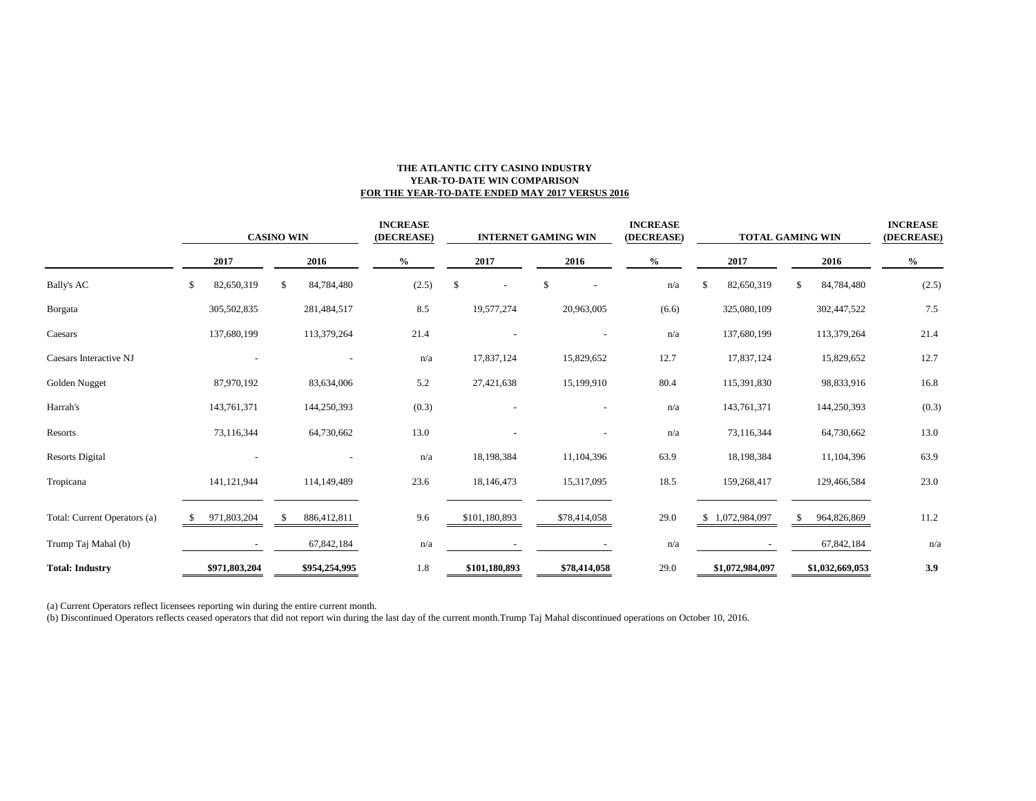**THE ATLANTIC CITY CASINO INDUSTRY**
**YEAR-TO-DATE WIN COMPARISON**
**FOR THE YEAR-TO-DATE ENDED MAY 2017 VERSUS 2016**

| | CASINO WIN | | INCREASE (DECREASE) | INTERNET GAMING WIN | | INCREASE (DECREASE) | TOTAL GAMING WIN | | INCREASE (DECREASE) |
|---|---|---|---|---|---|---|---|---|---|
| | 2017 | 2016 | % | 2017 | 2016 | % | 2017 | 2016 | % |
| Bally's AC | $ 82,650,319 | $ 84,784,480 | (2.5) | $ - | $ - | n/a | $ 82,650,319 | $ 84,784,480 | (2.5) |
| Borgata | 305,502,835 | 281,484,517 | 8.5 | 19,577,274 | 20,963,005 | (6.6) | 325,080,109 | 302,447,522 | 7.5 |
| Caesars | 137,680,199 | 113,379,264 | 21.4 | - | - | n/a | 137,680,199 | 113,379,264 | 21.4 |
| Caesars Interactive NJ | - | - | n/a | 17,837,124 | 15,829,652 | 12.7 | 17,837,124 | 15,829,652 | 12.7 |
| Golden Nugget | 87,970,192 | 83,634,006 | 5.2 | 27,421,638 | 15,199,910 | 80.4 | 115,391,830 | 98,833,916 | 16.8 |
| Harrah's | 143,761,371 | 144,250,393 | (0.3) | - | - | n/a | 143,761,371 | 144,250,393 | (0.3) |
| Resorts | 73,116,344 | 64,730,662 | 13.0 | - | - | n/a | 73,116,344 | 64,730,662 | 13.0 |
| Resorts Digital | - | - | n/a | 18,198,384 | 11,104,396 | 63.9 | 18,198,384 | 11,104,396 | 63.9 |
| Tropicana | 141,121,944 | 114,149,489 | 23.6 | 18,146,473 | 15,317,095 | 18.5 | 159,268,417 | 129,466,584 | 23.0 |
| Total: Current Operators (a) | $ 971,803,204 | $ 886,412,811 | 9.6 | $101,180,893 | $78,414,058 | 29.0 | $ 1,072,984,097 | $ 964,826,869 | 11.2 |
| Trump Taj Mahal (b) | - | 67,842,184 | n/a | - | - | n/a | - | 67,842,184 | n/a |
| **Total: Industry** | **$971,803,204** | **$954,254,995** | 1.8 | **$101,180,893** | **$78,414,058** | 29.0 | **$1,072,984,097** | **$1,032,669,053** | **3.9** |

(a) Current Operators reflect licensees reporting win during the entire current month.
(b) Discontinued Operators reflects ceased operators that did not report win during the last day of the current month.Trump Taj Mahal discontinued operations on October 10, 2016.